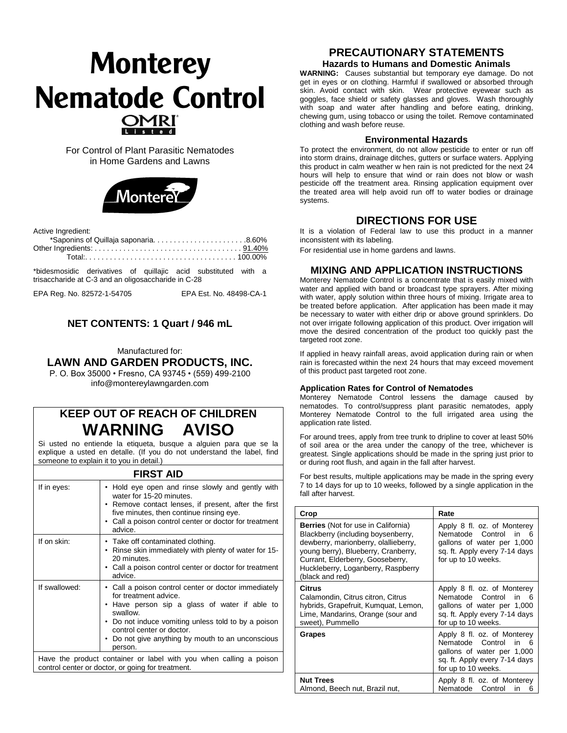# Monterey Nematode Control

OMRI Listed

For Control of Plant Parasitic Nematodes in Home Gardens and Lawns

Monterey

Active Ingredient:

| | |
|---|---|
| *Saponins of Quillaja saponaria | 8.60% |
| Other Ingredients: | 91.40% |
| Total: | 100.00% |

*bidesmosidic derivatives of quillajic acid substituted with a trisaccharide at C-3 and an oligosaccharide in C-28

EPA Reg. No. 82572-1-54705 EPA Est. No. 48498-CA-1

**NET CONTENTS: 1 Quart / 946 mL**

Manufactured for:

**LAWN AND GARDEN PRODUCTS, INC.**

P. O. Box 35000 • Fresno, CA 93745 • (559) 499-2100

info@montereylawngarden.com

## KEEP OUT OF REACH OF CHILDREN

## WARNING AVISO

Si usted no entiende la etiqueta, busque a alguien para que se la explique a usted en detalle. (If you do not understand the label, find someone to explain it to you in detail.)

### FIRST AID

| | |
|---|---|
| If in eyes: | • Hold eye open and rinse slowly and gently with water for 15-20 minutes.<br>• Remove contact lenses, if present, after the first five minutes, then continue rinsing eye.<br>• Call a poison control center or doctor for treatment advice. |
| If on skin: | • Take off contaminated clothing.<br>• Rinse skin immediately with plenty of water for 15-20 minutes.<br>• Call a poison control center or doctor for treatment advice. |
| If swallowed: | • Call a poison control center or doctor immediately for treatment advice.<br>• Have person sip a glass of water if able to swallow.<br>• Do not induce vomiting unless told to by a poison control center or doctor.<br>• Do not give anything by mouth to an unconscious person. |

Have the product container or label with you when calling a poison control center or doctor, or going for treatment.

## PRECAUTIONARY STATEMENTS

### Hazards to Humans and Domestic Animals

**WARNING:** Causes substantial but temporary eye damage. Do not get in eyes or on clothing. Harmful if swallowed or absorbed through skin. Avoid contact with skin. Wear protective eyewear such as goggles, face shield or safety glasses and gloves. Wash thoroughly with soap and water after handling and before eating, drinking, chewing gum, using tobacco or using the toilet. Remove contaminated clothing and wash before reuse.

### Environmental Hazards

To protect the environment, do not allow pesticide to enter or run off into storm drains, drainage ditches, gutters or surface waters. Applying this product in calm weather w hen rain is not predicted for the next 24 hours will help to ensure that wind or rain does not blow or wash pesticide off the treatment area. Rinsing application equipment over the treated area will help avoid run off to water bodies or drainage systems.

## DIRECTIONS FOR USE

It is a violation of Federal law to use this product in a manner inconsistent with its labeling.

For residential use in home gardens and lawns.

## MIXING AND APPLICATION INSTRUCTIONS

Monterey Nematode Control is a concentrate that is easily mixed with water and applied with band or broadcast type sprayers. After mixing with water, apply solution within three hours of mixing. Irrigate area to be treated before application. After application has been made it may be necessary to water with either drip or above ground sprinklers. Do not over irrigate following application of this product. Over irrigation will move the desired concentration of the product too quickly past the targeted root zone.

If applied in heavy rainfall areas, avoid application during rain or when rain is forecasted within the next 24 hours that may exceed movement of this product past targeted root zone.

### Application Rates for Control of Nematodes

Monterey Nematode Control lessens the damage caused by nematodes. To control/suppress plant parasitic nematodes, apply Monterey Nematode Control to the full irrigated area using the application rate listed.

For around trees, apply from tree trunk to dripline to cover at least 50% of soil area or the area under the canopy of the tree, whichever is greatest. Single applications should be made in the spring just prior to or during root flush, and again in the fall after harvest.

For best results, multiple applications may be made in the spring every 7 to 14 days for up to 10 weeks, followed by a single application in the fall after harvest.

| Crop | Rate |
|---|---|
| **Berries** (Not for use in California) Blackberry (including boysenberry, dewberry, marionberry, olallieberry, young berry), Blueberry, Cranberry, Currant, Elderberry, Gooseberry, Huckleberry, Loganberry, Raspberry (black and red) | Apply 8 fl. oz. of Monterey Nematode Control in 6 gallons of water per 1,000 sq. ft. Apply every 7-14 days for up to 10 weeks. |
| **Citrus** Calamondin, Citrus citron, Citrus hybrids, Grapefruit, Kumquat, Lemon, Lime, Mandarins, Orange (sour and sweet), Pummello | Apply 8 fl. oz. of Monterey Nematode Control in 6 gallons of water per 1,000 sq. ft. Apply every 7-14 days for up to 10 weeks. |
| **Grapes** | Apply 8 fl. oz. of Monterey Nematode Control in 6 gallons of water per 1,000 sq. ft. Apply every 7-14 days for up to 10 weeks. |
| **Nut Trees** Almond, Beech nut, Brazil nut, | Apply 8 fl. oz. of Monterey Nematode Control in 6 |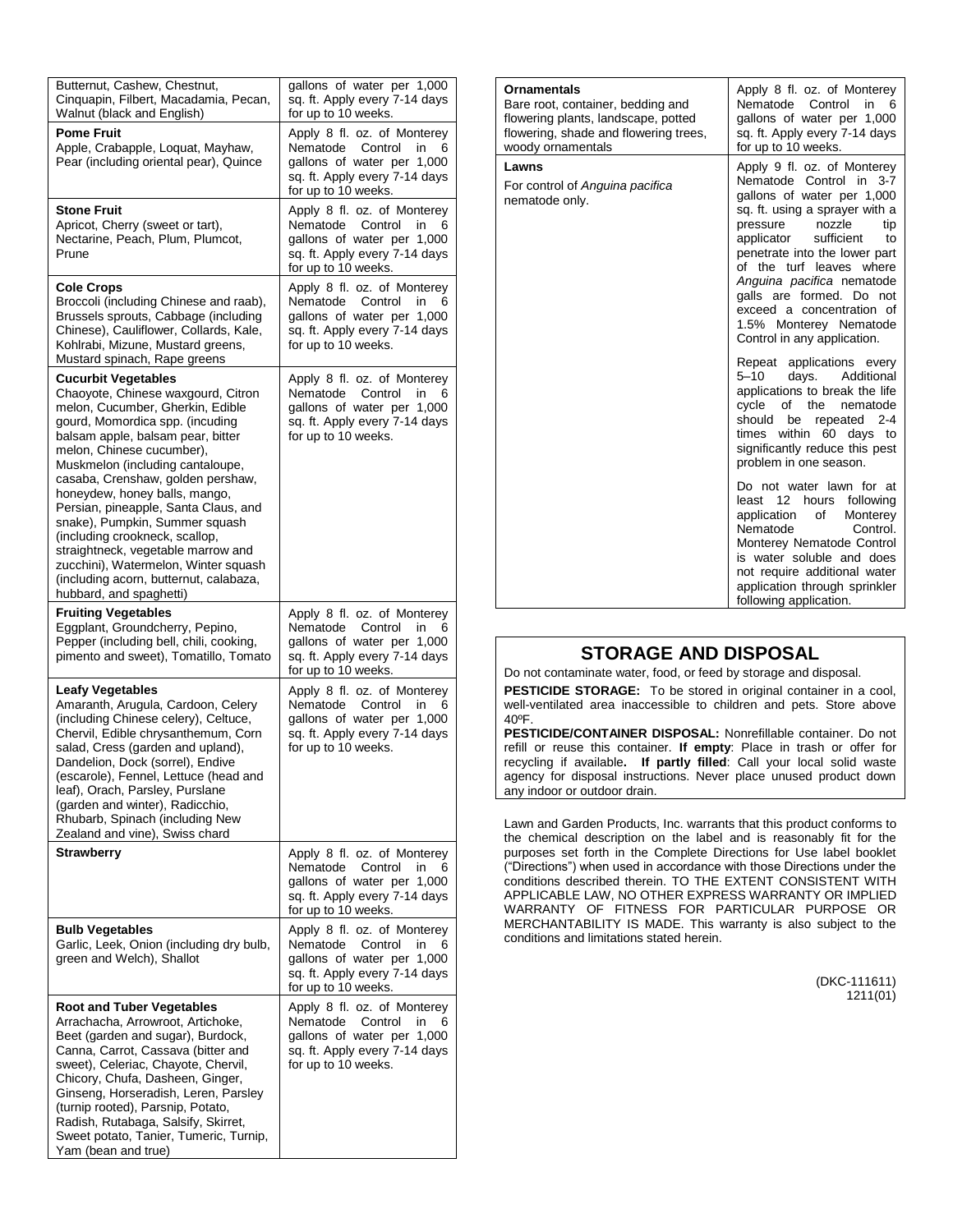| | |
|---|---|
| Butternut, Cashew, Chestnut, Cinquapin, Filbert, Macadamia, Pecan, Walnut (black and English) | gallons of water per 1,000 sq. ft. Apply every 7-14 days for up to 10 weeks. |
| **Pome Fruit** Apple, Crabapple, Loquat, Mayhaw, Pear (including oriental pear), Quince | Apply 8 fl. oz. of Monterey Nematode Control in 6 gallons of water per 1,000 sq. ft. Apply every 7-14 days for up to 10 weeks. |
| **Stone Fruit** Apricot, Cherry (sweet or tart), Nectarine, Peach, Plum, Plumcot, Prune | Apply 8 fl. oz. of Monterey Nematode Control in 6 gallons of water per 1,000 sq. ft. Apply every 7-14 days for up to 10 weeks. |
| **Cole Crops** Broccoli (including Chinese and raab), Brussels sprouts, Cabbage (including Chinese), Cauliflower, Collards, Kale, Kohlrabi, Mizune, Mustard greens, Mustard spinach, Rape greens | Apply 8 fl. oz. of Monterey Nematode Control in 6 gallons of water per 1,000 sq. ft. Apply every 7-14 days for up to 10 weeks. |
| **Cucurbit Vegetables** Chaoyote, Chinese waxgourd, Citron melon, Cucumber, Gherkin, Edible gourd, Momordica spp. (including balsam apple, balsam pear, bitter melon, Chinese cucumber), Muskmelon (including cantaloupe, casaba, Crenshaw, golden pershaw, honeydew, honey balls, mango, Persian, pineapple, Santa Claus, and snake), Pumpkin, Summer squash (including crookneck, scallop, straightneck, vegetable marrow and zucchini), Watermelon, Winter squash (including acorn, butternut, calabaza, hubbard, and spaghetti) | Apply 8 fl. oz. of Monterey Nematode Control in 6 gallons of water per 1,000 sq. ft. Apply every 7-14 days for up to 10 weeks. |
| **Fruiting Vegetables** Eggplant, Groundcherry, Pepino, Pepper (including bell, chili, cooking, pimento and sweet), Tomatillo, Tomato | Apply 8 fl. oz. of Monterey Nematode Control in 6 gallons of water per 1,000 sq. ft. Apply every 7-14 days for up to 10 weeks. |
| **Leafy Vegetables** Amaranth, Arugula, Cardoon, Celery (including Chinese celery), Celtuce, Chervil, Edible chrysanthemum, Corn salad, Cress (garden and upland), Dandelion, Dock (sorrel), Endive (escarole), Fennel, Lettuce (head and leaf), Orach, Parsley, Purslane (garden and winter), Radicchio, Rhubarb, Spinach (including New Zealand and vine), Swiss chard | Apply 8 fl. oz. of Monterey Nematode Control in 6 gallons of water per 1,000 sq. ft. Apply every 7-14 days for up to 10 weeks. |
| **Strawberry** | Apply 8 fl. oz. of Monterey Nematode Control in 6 gallons of water per 1,000 sq. ft. Apply every 7-14 days for up to 10 weeks. |
| **Bulb Vegetables** Garlic, Leek, Onion (including dry bulb, green and Welch), Shallot | Apply 8 fl. oz. of Monterey Nematode Control in 6 gallons of water per 1,000 sq. ft. Apply every 7-14 days for up to 10 weeks. |
| **Root and Tuber Vegetables** Arrachacha, Arrowroot, Artichoke, Beet (garden and sugar), Burdock, Canna, Carrot, Cassava (bitter and sweet), Celeriac, Chayote, Chervil, Chicory, Chufa, Dasheen, Ginger, Ginseng, Horseradish, Leren, Parsley (turnip rooted), Parsnip, Potato, Radish, Rutabaga, Salsify, Skirret, Sweet potato, Tanier, Tumeric, Turnip, Yam (bean and true) | Apply 8 fl. oz. of Monterey Nematode Control in 6 gallons of water per 1,000 sq. ft. Apply every 7-14 days for up to 10 weeks. |
| **Ornamentals** Bare root, container, bedding and flowering plants, landscape, potted flowering, shade and flowering trees, woody ornamentals | Apply 8 fl. oz. of Monterey Nematode Control in 6 gallons of water per 1,000 sq. ft. Apply every 7-14 days for up to 10 weeks. |
| **Lawns** For control of *Anguina pacifica* nematode only. | Apply 9 fl. oz. of Monterey Nematode Control in 3-7 gallons of water per 1,000 sq. ft. using a sprayer with a pressure nozzle tip applicator sufficient to penetrate into the lower part of the turf leaves where *Anguina pacifica* nematode galls are formed. Do not exceed a concentration of 1.5% Monterey Nematode Control in any application. Repeat applications every 5–10 days. Additional applications to break the life cycle of the nematode should be repeated 2-4 times within 60 days to significantly reduce this pest problem in one season. Do not water lawn for at least 12 hours following application of Monterey Nematode Control. Monterey Nematode Control is water soluble and does not require additional water application through sprinkler following application. |

## STORAGE AND DISPOSAL

Do not contaminate water, food, or feed by storage and disposal.

**PESTICIDE STORAGE:** To be stored in original container in a cool, well-ventilated area inaccessible to children and pets. Store above 40ºF.

**PESTICIDE/CONTAINER DISPOSAL:** Nonrefillable container. Do not refill or reuse this container. **If empty**: Place in trash or offer for recycling if available**. If partly filled**: Call your local solid waste agency for disposal instructions. Never place unused product down any indoor or outdoor drain.

Lawn and Garden Products, Inc. warrants that this product conforms to the chemical description on the label and is reasonably fit for the purposes set forth in the Complete Directions for Use label booklet ("Directions") when used in accordance with those Directions under the conditions described therein. TO THE EXTENT CONSISTENT WITH APPLICABLE LAW, NO OTHER EXPRESS WARRANTY OR IMPLIED WARRANTY OF FITNESS FOR PARTICULAR PURPOSE OR MERCHANTABILITY IS MADE. This warranty is also subject to the conditions and limitations stated herein.

(DKC-111611)
1211(01)